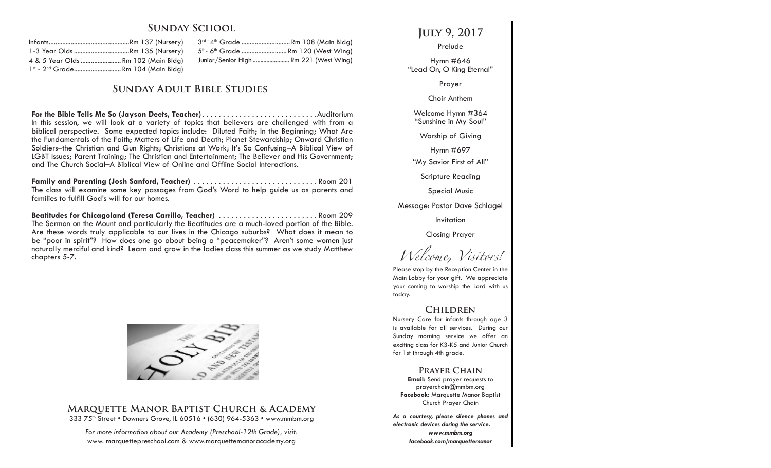## Sunday School

| | |
|---|---|
| Infants | Rm 137 (Nursery) |
| 1-3 Year Olds | Rm 135 (Nursery) |
| 4 & 5 Year Olds | Rm 102 (Main Bldg) |
| 1st - 2nd Grade | Rm 104 (Main Bldg) |
| 3rd - 4th Grade | Rm 108 (Main Bldg) |
| 5th - 6th Grade | Rm 120 (West Wing) |
| Junior/Senior High | Rm 221 (West Wing) |

## Sunday Adult Bible Studies

**For the Bible Tells Me So (Jayson Deets, Teacher)** . . . . . . . . . . . . . . . . . . . . . . . . . . . .Auditorium
In this session, we will look at a variety of topics that believers are challenged with from a biblical perspective. Some expected topics include: Diluted Faith; In the Beginning; What Are the Fundamentals of the Faith; Matters of Life and Death; Planet Stewardship; Onward Christian Soldiers–the Christian and Gun Rights; Christians at Work; It's So Confusing–A Biblical View of LGBT Issues; Parent Training; The Christian and Entertainment; The Believer and His Government; and The Church Social–A Biblical View of Online and Offline Social Interactions.

**Family and Parenting (Josh Sanford, Teacher)** . . . . . . . . . . . . . . . . . . . . . . . . . . . . . . Room 201
The class will examine some key passages from God's Word to help guide us as parents and families to fulfill God's will for our homes.

**Beatitudes for Chicagoland (Teresa Carrillo, Teacher)** . . . . . . . . . . . . . . . . . . . . . . . . Room 209
The Sermon on the Mount and particularly the Beatitudes are a much-loved portion of the Bible. Are these words truly applicable to our lives in the Chicago suburbs? What does it mean to be "poor in spirit"? How does one go about being a "peacemaker"? Aren't some women just naturally merciful and kind? Learn and grow in the ladies class this summer as we study Matthew chapters 5-7.

## Marquette Manor Baptist Church & Academy

333 75th Street • Downers Grove, IL 60516 • (630) 964-5363 • www.mmbm.org

*For more information about our Academy (Preschool-12th Grade), visit:*
www. marquettepreschool.com & www.marquettemanoracademy.org

## July 9, 2017

Prelude

Hymn #646
"Lead On, O King Eternal"

Prayer

Choir Anthem

Welcome Hymn #364
"Sunshine in My Soul"

Worship of Giving

Hymn #697
"My Savior First of All"

Scripture Reading

Special Music

Message: Pastor Dave Schlagel

Invitation

Closing Prayer

## *Welcome, Visitors!*

Please stop by the Reception Center in the Main Lobby for your gift. We appreciate your coming to worship the Lord with us today.

### Children

Nursery Care for infants through age 3 is available for all services. During our Sunday morning service we offer an exciting class for K3-K5 and Junior Church for 1st through 4th grade.

### Prayer Chain

**Email:** Send prayer requests to prayerchain@mmbm.org
**Facebook:** Marquette Manor Baptist Church Prayer Chain

***As a courtesy, please silence phones and electronic devices during the service.***
***www.mmbm.org***
***facebook.com/marquettemanor***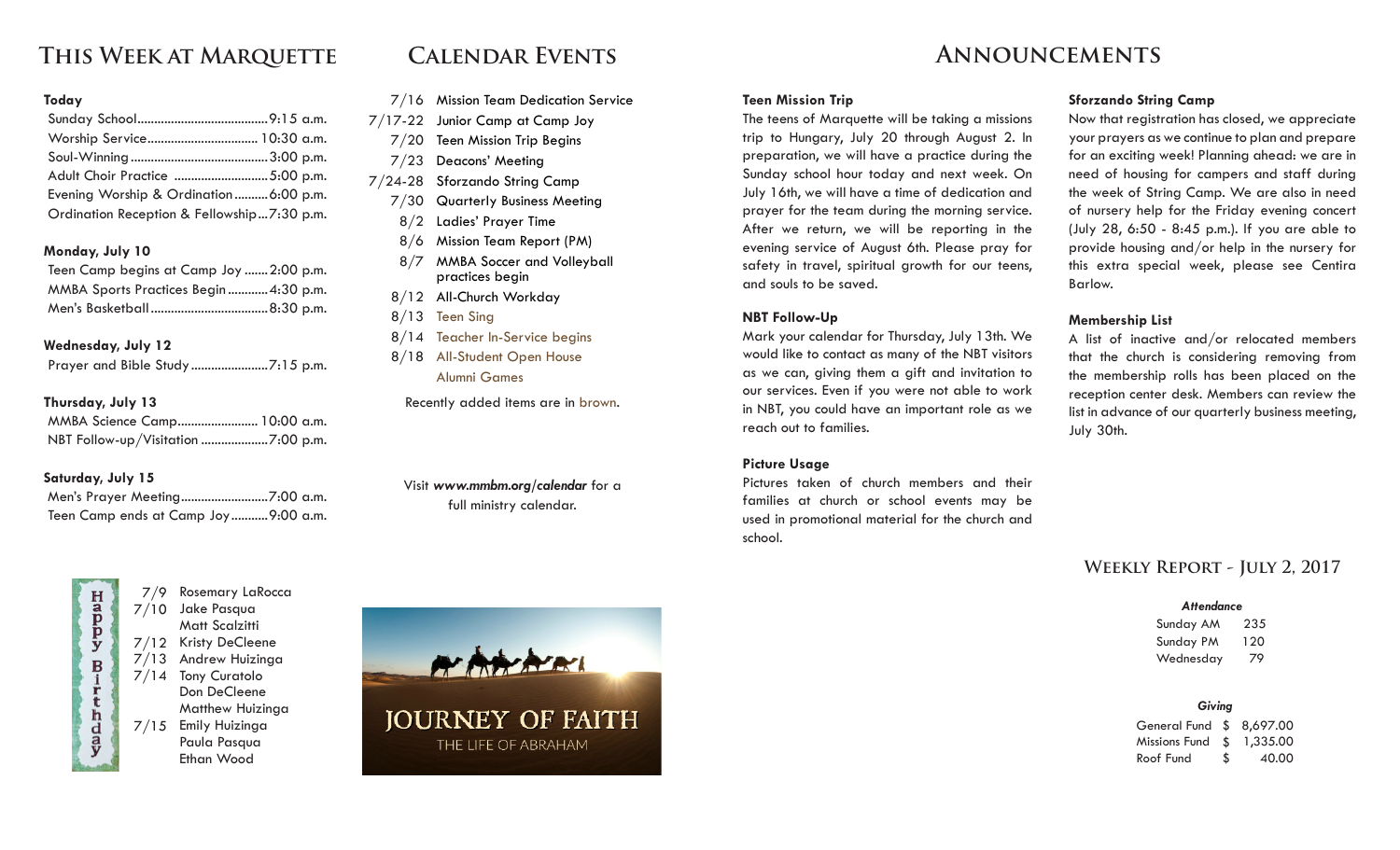# This Week at Marquette

**Today**

| | |
|---|---|
| Sunday School | 9:15 a.m. |
| Worship Service | 10:30 a.m. |
| Soul-Winning | 3:00 p.m. |
| Adult Choir Practice | 5:00 p.m. |
| Evening Worship & Ordination | 6:00 p.m. |
| Ordination Reception & Fellowship | 7:30 p.m. |

**Monday, July 10**

| | |
|---|---|
| Teen Camp begins at Camp Joy | 2:00 p.m. |
| MMBA Sports Practices Begin | 4:30 p.m. |
| Men's Basketball | 8:30 p.m. |

**Wednesday, July 12**

| | |
|---|---|
| Prayer and Bible Study | 7:15 p.m. |

**Thursday, July 13**

| | |
|---|---|
| MMBA Science Camp | 10:00 a.m. |
| NBT Follow-up/Visitation | 7:00 p.m. |

**Saturday, July 15**

| | |
|---|---|
| Men's Prayer Meeting | 7:00 a.m. |
| Teen Camp ends at Camp Joy | 9:00 a.m. |

**Happy Birthday**

| | |
|---|---|
| 7/9 | Rosemary LaRocca |
| 7/10 | Jake Pasqua |
| | Matt Scalzitti |
| 7/12 | Kristy DeCleene |
| 7/13 | Andrew Huizinga |
| 7/14 | Tony Curatolo |
| | Don DeCleene |
| | Matthew Huizinga |
| 7/15 | Emily Huizinga |
| | Paula Pasqua |
| | Ethan Wood |

# Calendar Events

| | |
|---|---|
| 7/16 | Mission Team Dedication Service |
| 7/17-22 | Junior Camp at Camp Joy |
| 7/20 | Teen Mission Trip Begins |
| 7/23 | Deacons' Meeting |
| 7/24-28 | Sforzando String Camp |
| 7/30 | Quarterly Business Meeting |
| 8/2 | Ladies' Prayer Time |
| 8/6 | Mission Team Report (PM) |
| 8/7 | MMBA Soccer and Volleyball practices begin |
| 8/12 | All-Church Workday |
| 8/13 | Teen Sing |
| 8/14 | Teacher In-Service begins |
| 8/18 | All-Student Open House<br>Alumni Games |

Recently added items are in brown.

Visit ***www.mmbm.org/calendar*** for a full ministry calendar.

JOURNEY OF FAITH
THE LIFE OF ABRAHAM

# Announcements

**Teen Mission Trip**

The teens of Marquette will be taking a missions trip to Hungary, July 20 through August 2. In preparation, we will have a practice during the Sunday school hour today and next week. On July 16th, we will have a time of dedication and prayer for the team during the morning service. After we return, we will be reporting in the evening service of August 6th. Please pray for safety in travel, spiritual growth for our teens, and souls to be saved.

**NBT Follow-Up**

Mark your calendar for Thursday, July 13th. We would like to contact as many of the NBT visitors as we can, giving them a gift and invitation to our services. Even if you were not able to work in NBT, you could have an important role as we reach out to families.

**Picture Usage**

Pictures taken of church members and their families at church or school events may be used in promotional material for the church and school.

**Sforzando String Camp**

Now that registration has closed, we appreciate your prayers as we continue to plan and prepare for an exciting week! Planning ahead: we are in need of housing for campers and staff during the week of String Camp. We are also in need of nursery help for the Friday evening concert (July 28, 6:50 - 8:45 p.m.). If you are able to provide housing and/or help in the nursery for this extra special week, please see Centira Barlow.

**Membership List**

A list of inactive and/or relocated members that the church is considering removing from the membership rolls has been placed on the reception center desk. Members can review the list in advance of our quarterly business meeting, July 30th.

## Weekly Report - July 2, 2017

***Attendance***

| | |
|---|---|
| Sunday AM | 235 |
| Sunday PM | 120 |
| Wednesday | 79 |

***Giving***

| | |
|---|---|
| General Fund | $ 8,697.00 |
| Missions Fund | $ 1,335.00 |
| Roof Fund | $ 40.00 |